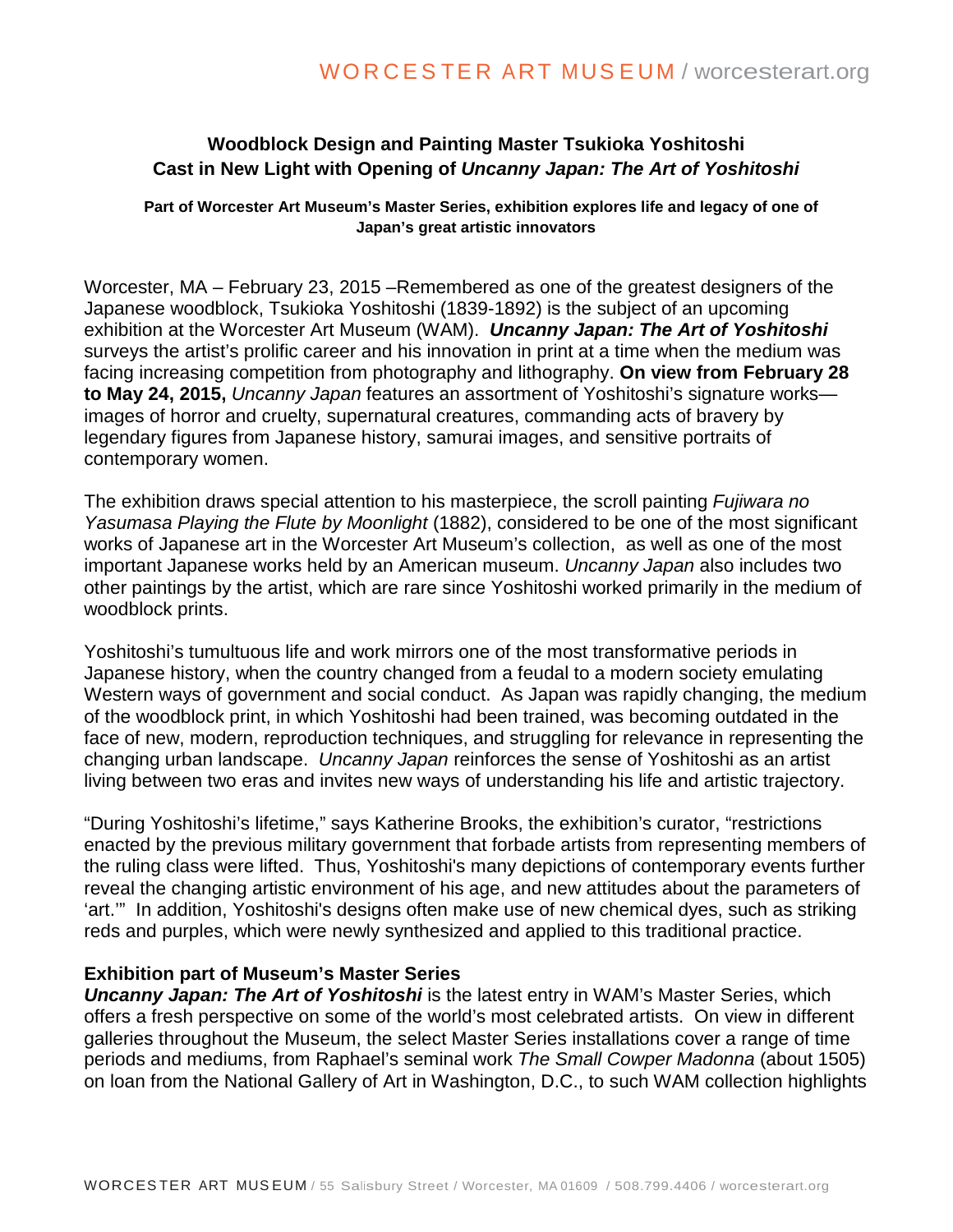## Woodblock Design and Painting Master Tsukioka Yoshitoshi Cast in New Light with Opening of *Uncanny Japan: The Art of Yoshitoshi*

**Part of Worcester Art Museum's Master Series, exhibition explores life and legacy of one of Japan's great artistic innovators**

Worcester, MA – February 23, 2015 –Remembered as one of the greatest designers of the Japanese woodblock, Tsukioka Yoshitoshi (1839-1892) is the subject of an upcoming exhibition at the Worcester Art Museum (WAM). ***Uncanny Japan: The Art of Yoshitoshi*** surveys the artist's prolific career and his innovation in print at a time when the medium was facing increasing competition from photography and lithography. **On view from February 28 to May 24, 2015,** *Uncanny Japan* features an assortment of Yoshitoshi's signature works—images of horror and cruelty, supernatural creatures, commanding acts of bravery by legendary figures from Japanese history, samurai images, and sensitive portraits of contemporary women.

The exhibition draws special attention to his masterpiece, the scroll painting *Fujiwara no Yasumasa Playing the Flute by Moonlight* (1882), considered to be one of the most significant works of Japanese art in the Worcester Art Museum's collection, as well as one of the most important Japanese works held by an American museum. *Uncanny Japan* also includes two other paintings by the artist, which are rare since Yoshitoshi worked primarily in the medium of woodblock prints.

Yoshitoshi's tumultuous life and work mirrors one of the most transformative periods in Japanese history, when the country changed from a feudal to a modern society emulating Western ways of government and social conduct. As Japan was rapidly changing, the medium of the woodblock print, in which Yoshitoshi had been trained, was becoming outdated in the face of new, modern, reproduction techniques, and struggling for relevance in representing the changing urban landscape. *Uncanny Japan* reinforces the sense of Yoshitoshi as an artist living between two eras and invites new ways of understanding his life and artistic trajectory.

"During Yoshitoshi's lifetime," says Katherine Brooks, the exhibition's curator, "restrictions enacted by the previous military government that forbade artists from representing members of the ruling class were lifted. Thus, Yoshitoshi's many depictions of contemporary events further reveal the changing artistic environment of his age, and new attitudes about the parameters of 'art.'" In addition, Yoshitoshi's designs often make use of new chemical dyes, such as striking reds and purples, which were newly synthesized and applied to this traditional practice.

**Exhibition part of Museum's Master Series**

***Uncanny Japan: The Art of Yoshitoshi*** is the latest entry in WAM's Master Series, which offers a fresh perspective on some of the world's most celebrated artists. On view in different galleries throughout the Museum, the select Master Series installations cover a range of time periods and mediums, from Raphael's seminal work *The Small Cowper Madonna* (about 1505) on loan from the National Gallery of Art in Washington, D.C., to such WAM collection highlights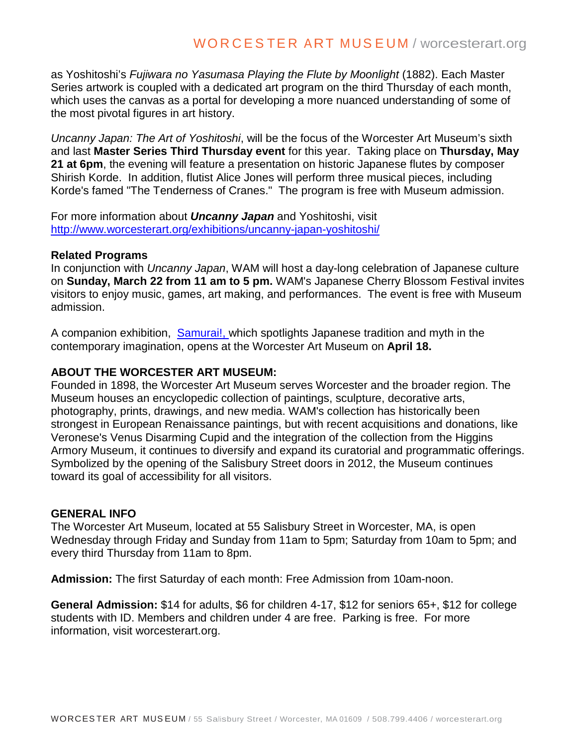as Yoshitoshi's *Fujiwara no Yasumasa Playing the Flute by Moonlight* (1882). Each Master Series artwork is coupled with a dedicated art program on the third Thursday of each month, which uses the canvas as a portal for developing a more nuanced understanding of some of the most pivotal figures in art history.

*Uncanny Japan: The Art of Yoshitoshi*, will be the focus of the Worcester Art Museum's sixth and last **Master Series Third Thursday event** for this year. Taking place on **Thursday, May 21 at 6pm**, the evening will feature a presentation on historic Japanese flutes by composer Shirish Korde. In addition, flutist Alice Jones will perform three musical pieces, including Korde's famed "The Tenderness of Cranes." The program is free with Museum admission.

For more information about ***Uncanny Japan*** and Yoshitoshi, visit [http://www.worcesterart.org/exhibitions/uncanny-japan-yoshitoshi/](http://www.worcesterart.org/exhibitions/uncanny-japan-yoshitoshi/)

**Related Programs**

In conjunction with *Uncanny Japan*, WAM will host a day-long celebration of Japanese culture on **Sunday, March 22 from 11 am to 5 pm.** WAM's Japanese Cherry Blossom Festival invites visitors to enjoy music, games, art making, and performances. The event is free with Museum admission.

A companion exhibition, Samurai!, which spotlights Japanese tradition and myth in the contemporary imagination, opens at the Worcester Art Museum on **April 18.**

**ABOUT THE WORCESTER ART MUSEUM:**

Founded in 1898, the Worcester Art Museum serves Worcester and the broader region. The Museum houses an encyclopedic collection of paintings, sculpture, decorative arts, photography, prints, drawings, and new media. WAM's collection has historically been strongest in European Renaissance paintings, but with recent acquisitions and donations, like Veronese's Venus Disarming Cupid and the integration of the collection from the Higgins Armory Museum, it continues to diversify and expand its curatorial and programmatic offerings. Symbolized by the opening of the Salisbury Street doors in 2012, the Museum continues toward its goal of accessibility for all visitors.

**GENERAL INFO**

The Worcester Art Museum, located at 55 Salisbury Street in Worcester, MA, is open Wednesday through Friday and Sunday from 11am to 5pm; Saturday from 10am to 5pm; and every third Thursday from 11am to 8pm.

**Admission:** The first Saturday of each month: Free Admission from 10am-noon.

**General Admission:** $14 for adults, $6 for children 4-17, $12 for seniors 65+, $12 for college students with ID. Members and children under 4 are free. Parking is free. For more information, visit worcesterart.org.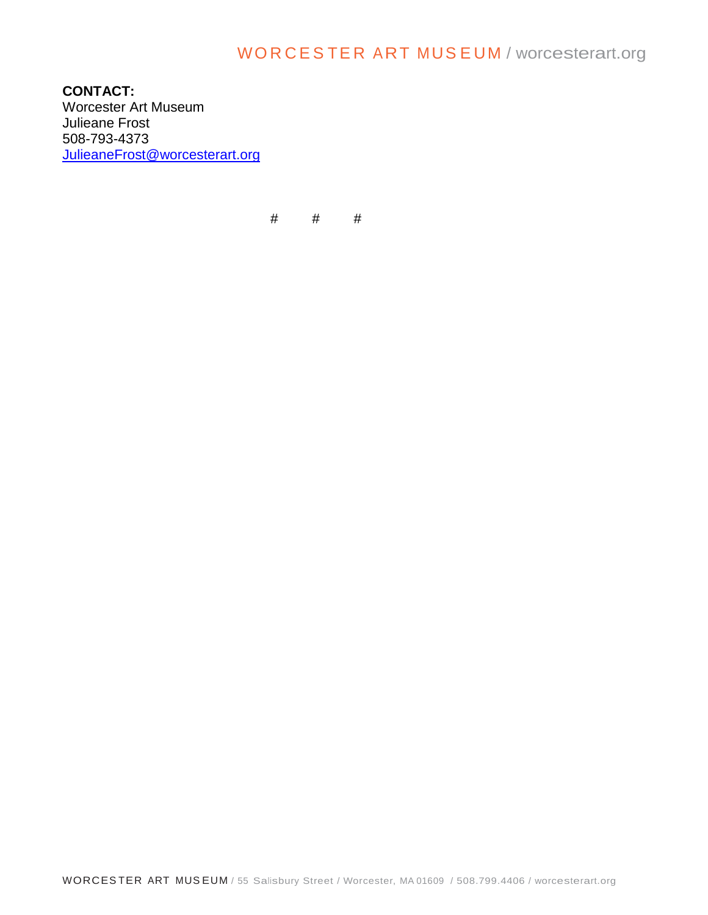**CONTACT:**
Worcester Art Museum
Julieane Frost
508-793-4373
JulieaneFrost@worcesterart.org

# # #